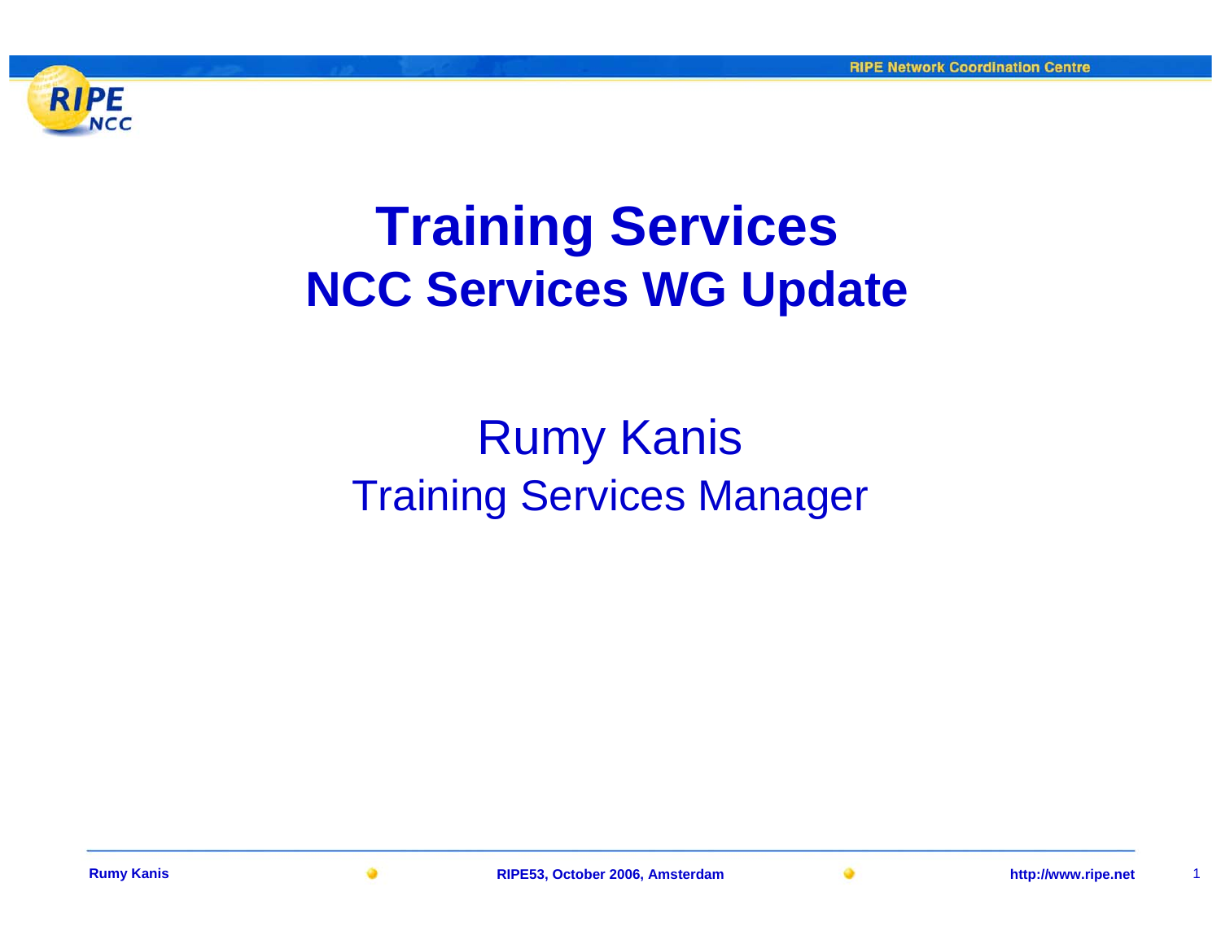# Training Services

## NCC Services WG Update

Rumy Kanis

Training Services Manager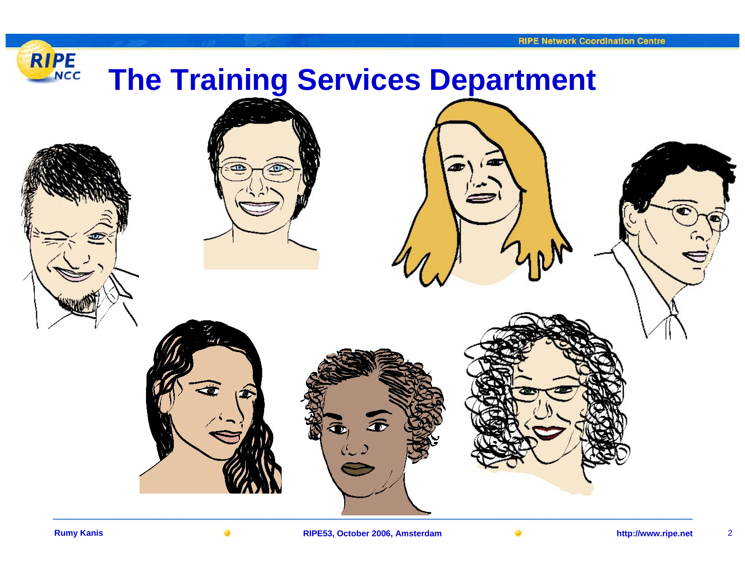# The Training Services Department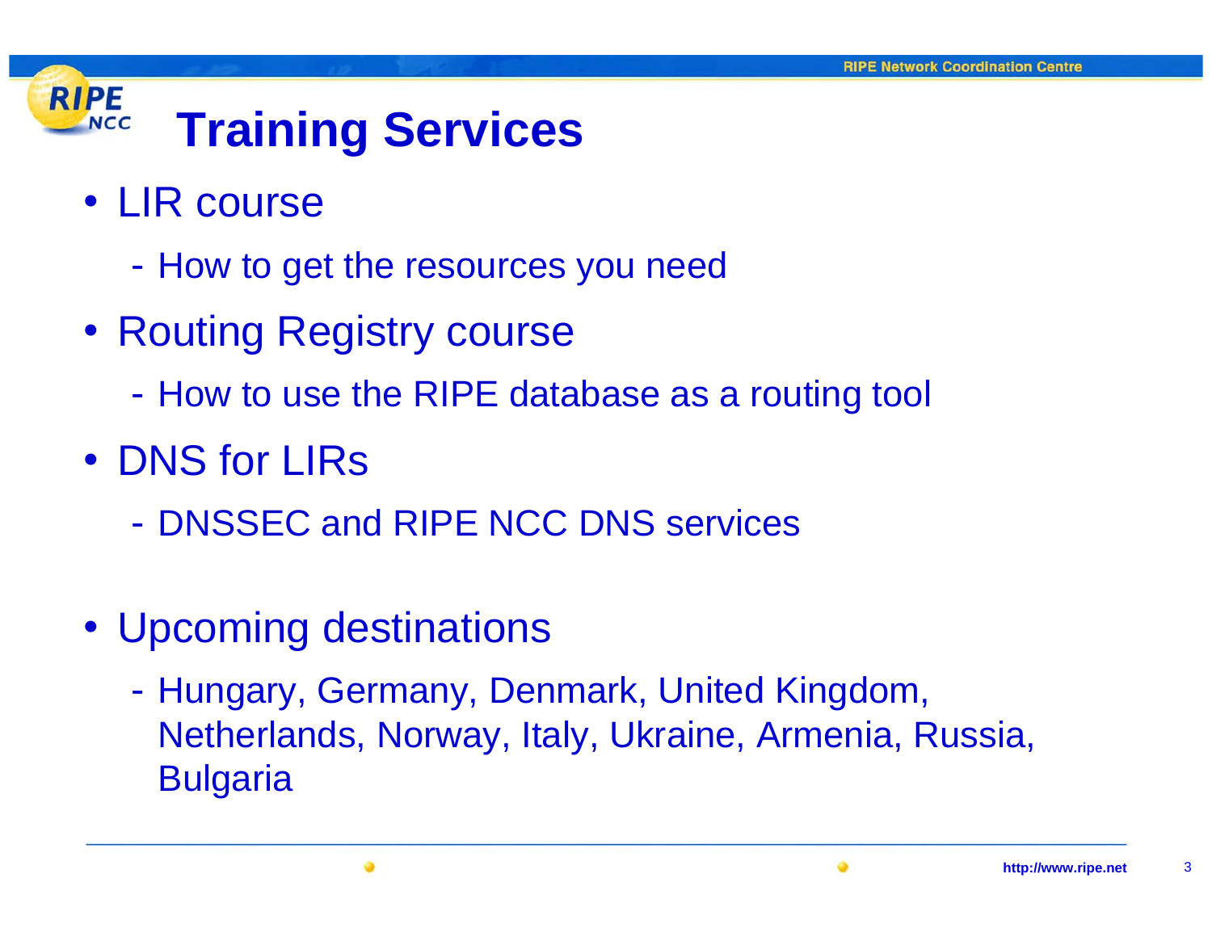# Training Services

- LIR course
  - How to get the resources you need
- Routing Registry course
  - How to use the RIPE database as a routing tool
- DNS for LIRs
  - DNSSEC and RIPE NCC DNS services
- Upcoming destinations
  - Hungary, Germany, Denmark, United Kingdom, Netherlands, Norway, Italy, Ukraine, Armenia, Russia, Bulgaria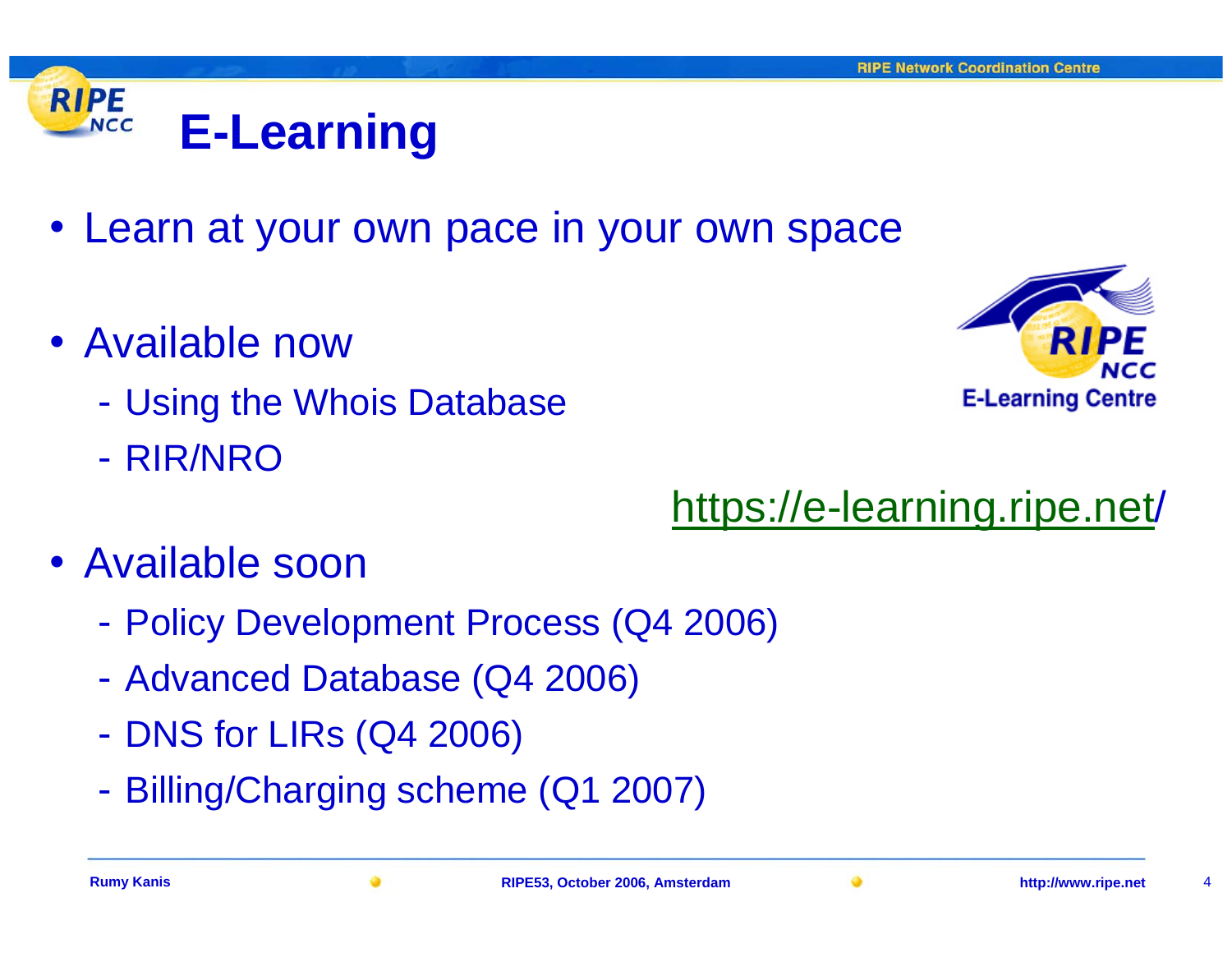# E-Learning

- Learn at your own pace in your own space
- Available now
  - Using the Whois Database
  - RIR/NRO

RIPE NCC E-Learning Centre

https://e-learning.ripe.net/

- Available soon
  - Policy Development Process (Q4 2006)
  - Advanced Database (Q4 2006)
  - DNS for LIRs (Q4 2006)
  - Billing/Charging scheme (Q1 2007)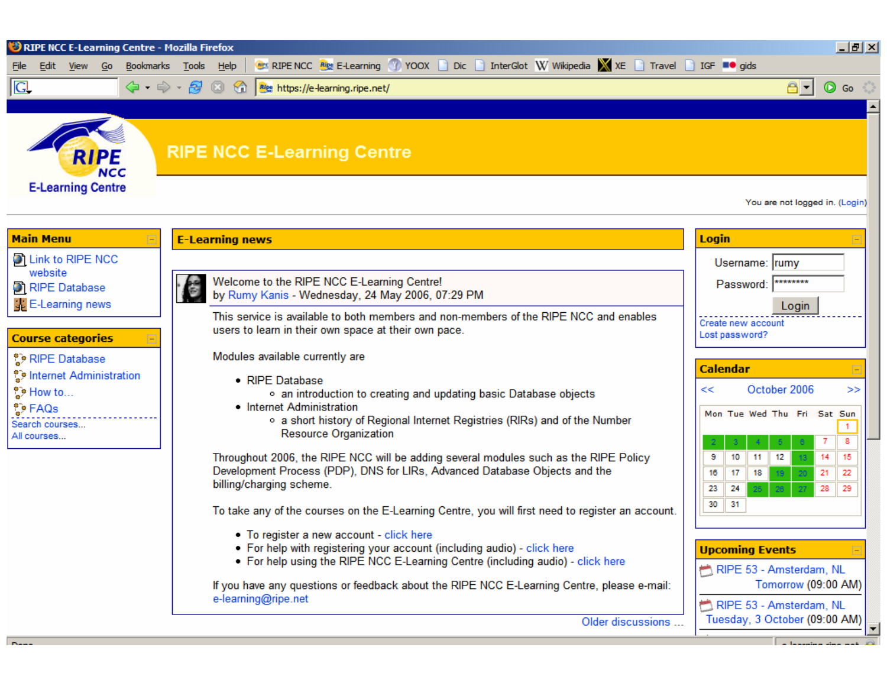RIPE NCC E-Learning Centre - Mozilla Firefox

File Edit View Go Bookmarks Tools Help | RIPE NCC | E-Learning | YOOX | Dic | InterGlot | Wikipedia | XE | Travel | IGF | gids

https://e-learning.ripe.net/

# RIPE NCC E-Learning Centre

RIPE NCC E-Learning Centre

You are not logged in. (Login)

## Main Menu

- Link to RIPE NCC website
- RIPE Database
- E-Learning news

## Course categories

- RIPE Database
- Internet Administration
- How to...
- FAQs

Search courses...
All courses...

## E-Learning news

Welcome to the RIPE NCC E-Learning Centre!
by Rumy Kanis - Wednesday, 24 May 2006, 07:29 PM

This service is available to both members and non-members of the RIPE NCC and enables users to learn in their own space at their own pace.

Modules available currently are

- RIPE Database
  - an introduction to creating and updating basic Database objects
- Internet Administration
  - a short history of Regional Internet Registries (RIRs) and of the Number Resource Organization

Throughout 2006, the RIPE NCC will be adding several modules such as the RIPE Policy Development Process (PDP), DNS for LIRs, Advanced Database Objects and the billing/charging scheme.

To take any of the courses on the E-Learning Centre, you will first need to register an account.

- To register a new account - click here
- For help with registering your account (including audio) - click here
- For help using the RIPE NCC E-Learning Centre (including audio) - click here

If you have any questions or feedback about the RIPE NCC E-Learning Centre, please e-mail: e-learning@ripe.net

Older discussions ...

## Login

Username: rumy
Password: ********
Login

Create new account
Lost password?

## Calendar

<< October 2006 >>

| Mon | Tue | Wed | Thu | Fri | Sat | Sun |
|---|---|---|---|---|---|---|
| | | | | | | 1 |
| 2 | 3 | 4 | 5 | 6 | 7 | 8 |
| 9 | 10 | 11 | 12 | 13 | 14 | 15 |
| 16 | 17 | 18 | 19 | 20 | 21 | 22 |
| 23 | 24 | 25 | 26 | 27 | 28 | 29 |
| 30 | 31 | | | | | |

## Upcoming Events

- RIPE 53 - Amsterdam, NL
  Tomorrow (09:00 AM)
- RIPE 53 - Amsterdam, NL
  Tuesday, 3 October (09:00 AM)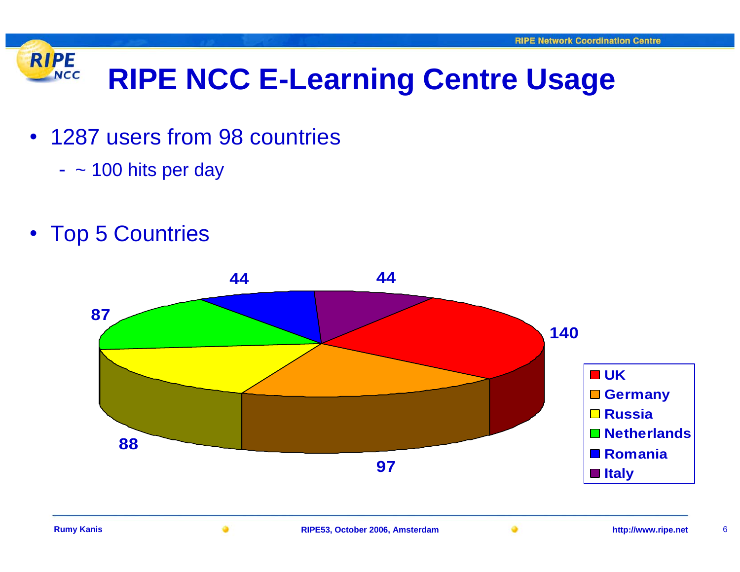# RIPE NCC E-Learning Centre Usage

- 1287 users from 98 countries
  - ~ 100 hits per day

- Top 5 Countries

| Country | Users |
|---|---|
| UK | 140 |
| Germany | 97 |
| Russia | 88 |
| Netherlands | 87 |
| Romania | 44 |
| Italy | 44 |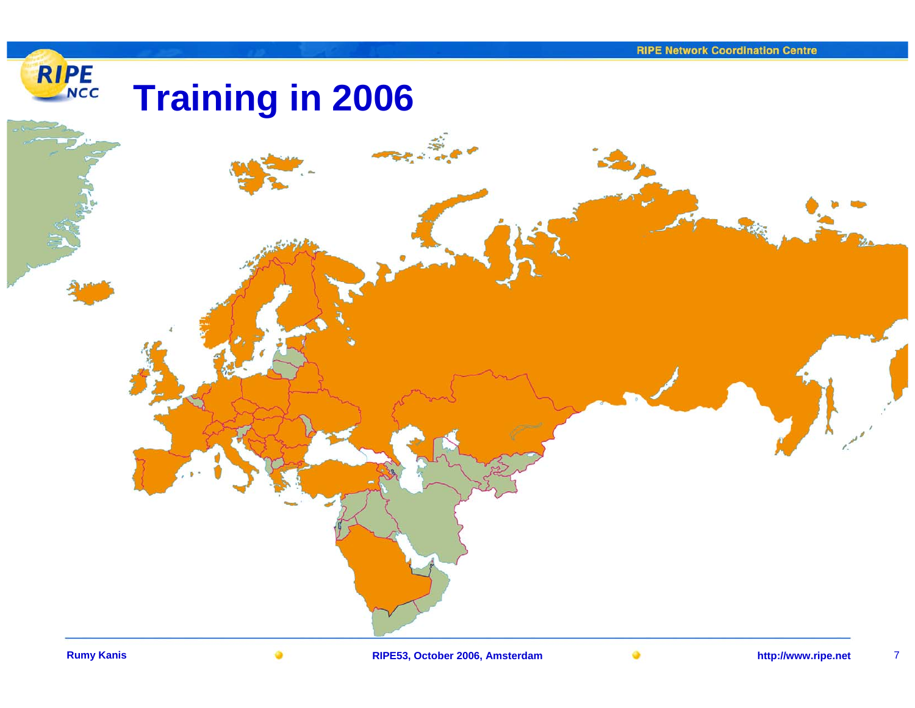# Training in 2006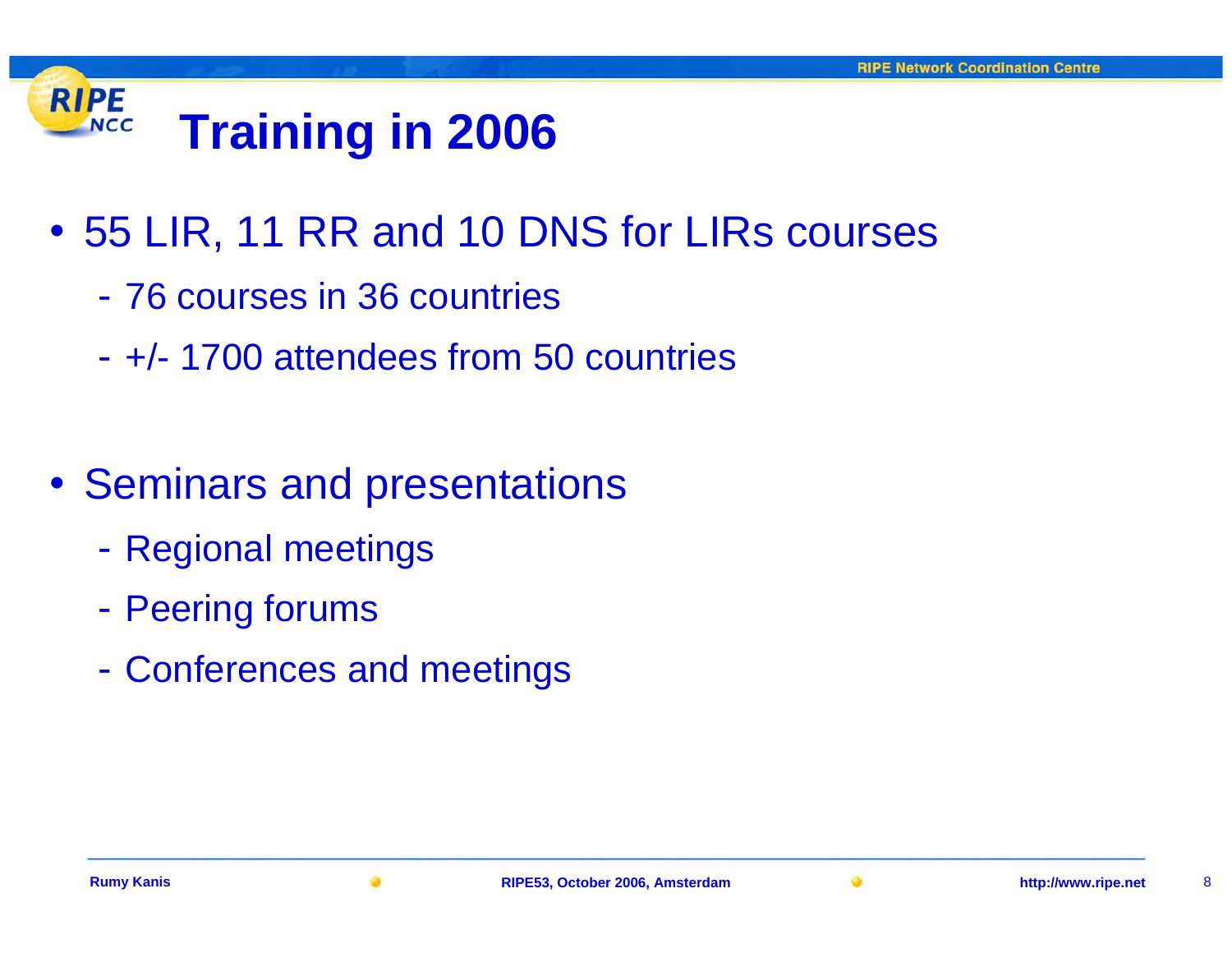# Training in 2006

- 55 LIR, 11 RR and 10 DNS for LIRs courses
  - 76 courses in 36 countries
  - +/- 1700 attendees from 50 countries

- Seminars and presentations
  - Regional meetings
  - Peering forums
  - Conferences and meetings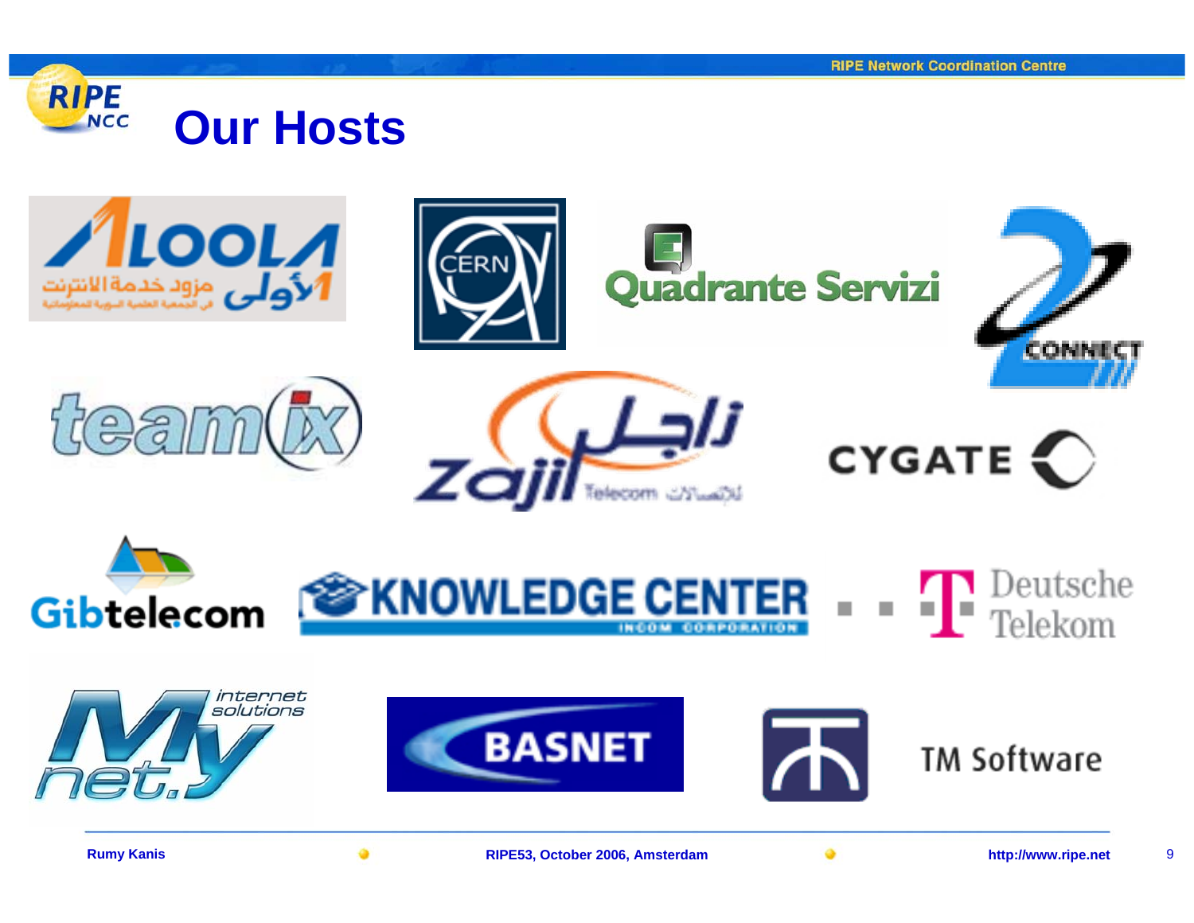# Our Hosts

ALOOLA
الأولى مزود خدمة الانترنت

CERN

Quadrante Servizi

2CONNECT

teamix

Zajil Telecom زاجل للاتصالات

CYGATE

Gibtelecom

KNOWLEDGE CENTER INCOM CORPORATION

Deutsche Telekom

MyNet.y internet solutions

BASNET

TM Software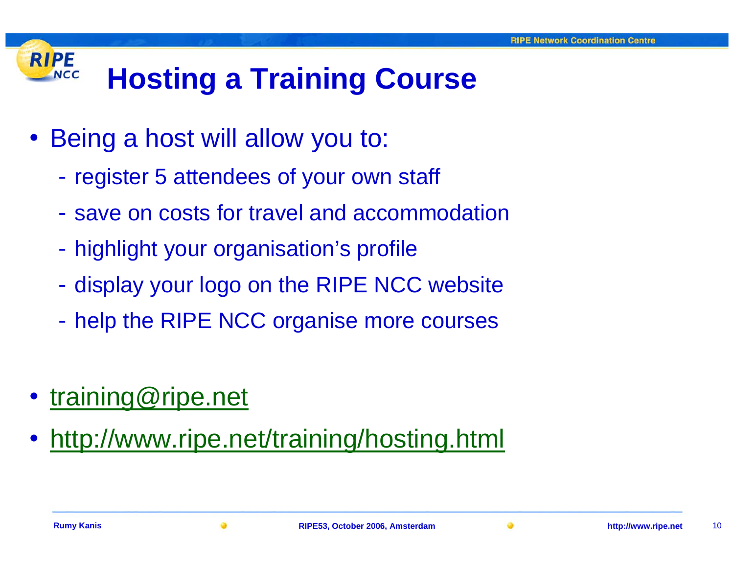# Hosting a Training Course

- Being a host will allow you to:
  - register 5 attendees of your own staff
  - save on costs for travel and accommodation
  - highlight your organisation's profile
  - display your logo on the RIPE NCC website
  - help the RIPE NCC organise more courses

- training@ripe.net
- http://www.ripe.net/training/hosting.html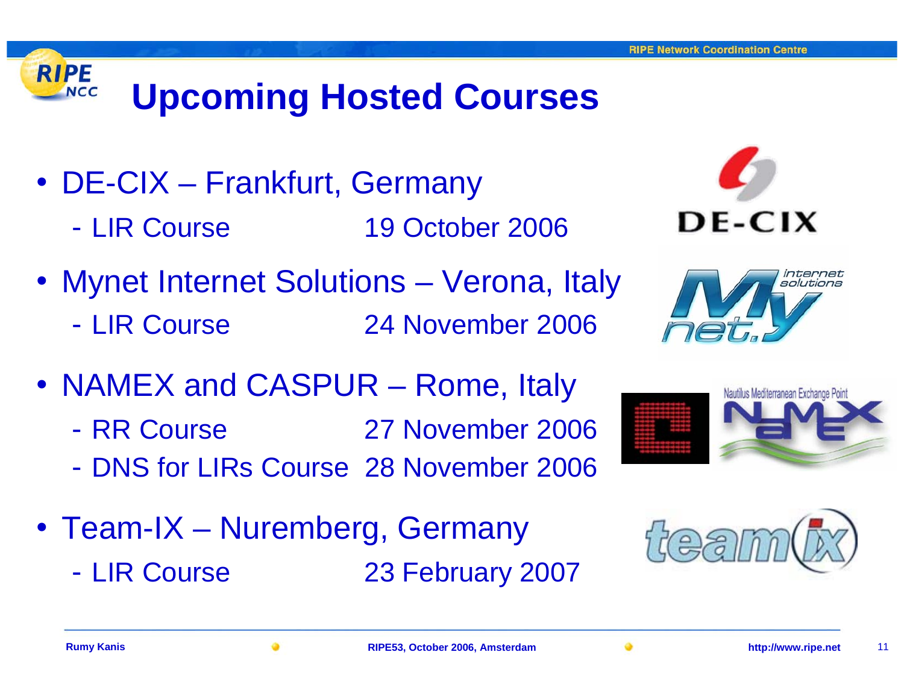# Upcoming Hosted Courses

- DE-CIX – Frankfurt, Germany
  - LIR Course 19 October 2006
- Mynet Internet Solutions – Verona, Italy
  - LIR Course 24 November 2006
- NAMEX and CASPUR – Rome, Italy
  - RR Course 27 November 2006
  - DNS for LIRs Course 28 November 2006
- Team-IX – Nuremberg, Germany
  - LIR Course 23 February 2007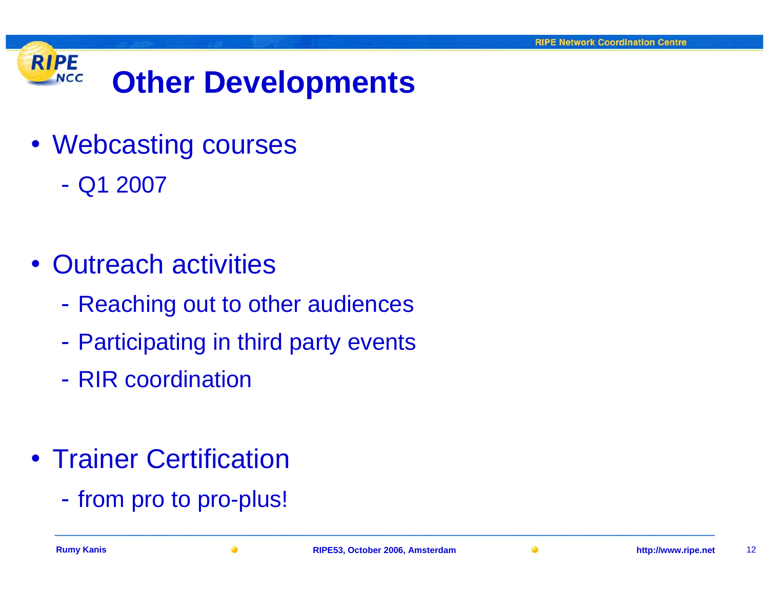# Other Developments

- Webcasting courses
  - Q1 2007
- Outreach activities
  - Reaching out to other audiences
  - Participating in third party events
  - RIR coordination
- Trainer Certification
  - from pro to pro-plus!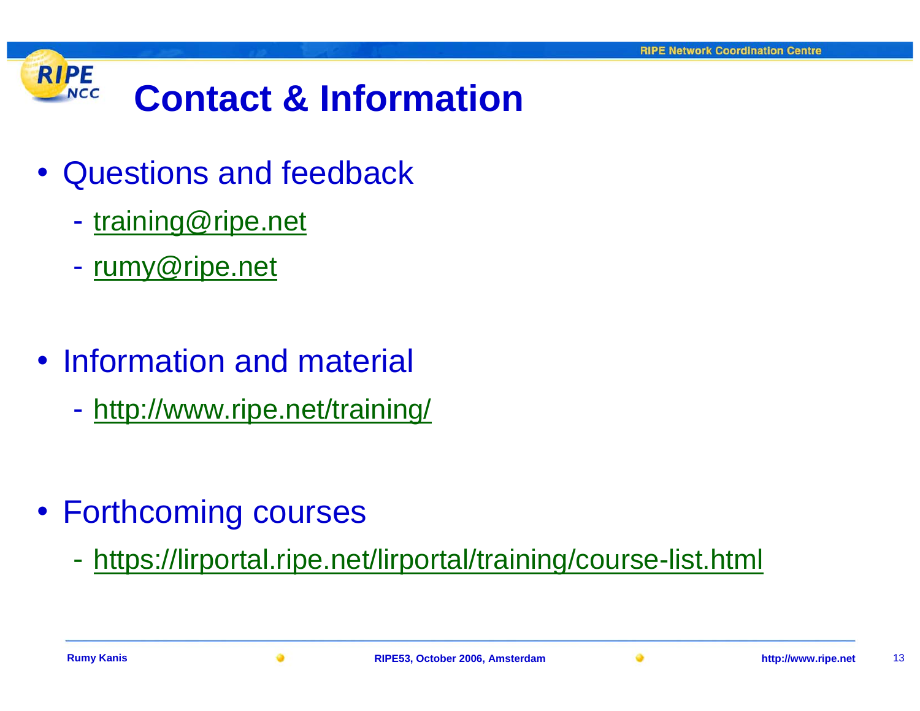# Contact & Information

- Questions and feedback
  - training@ripe.net
  - rumy@ripe.net

- Information and material
  - http://www.ripe.net/training/

- Forthcoming courses
  - https://lirportal.ripe.net/lirportal/training/course-list.html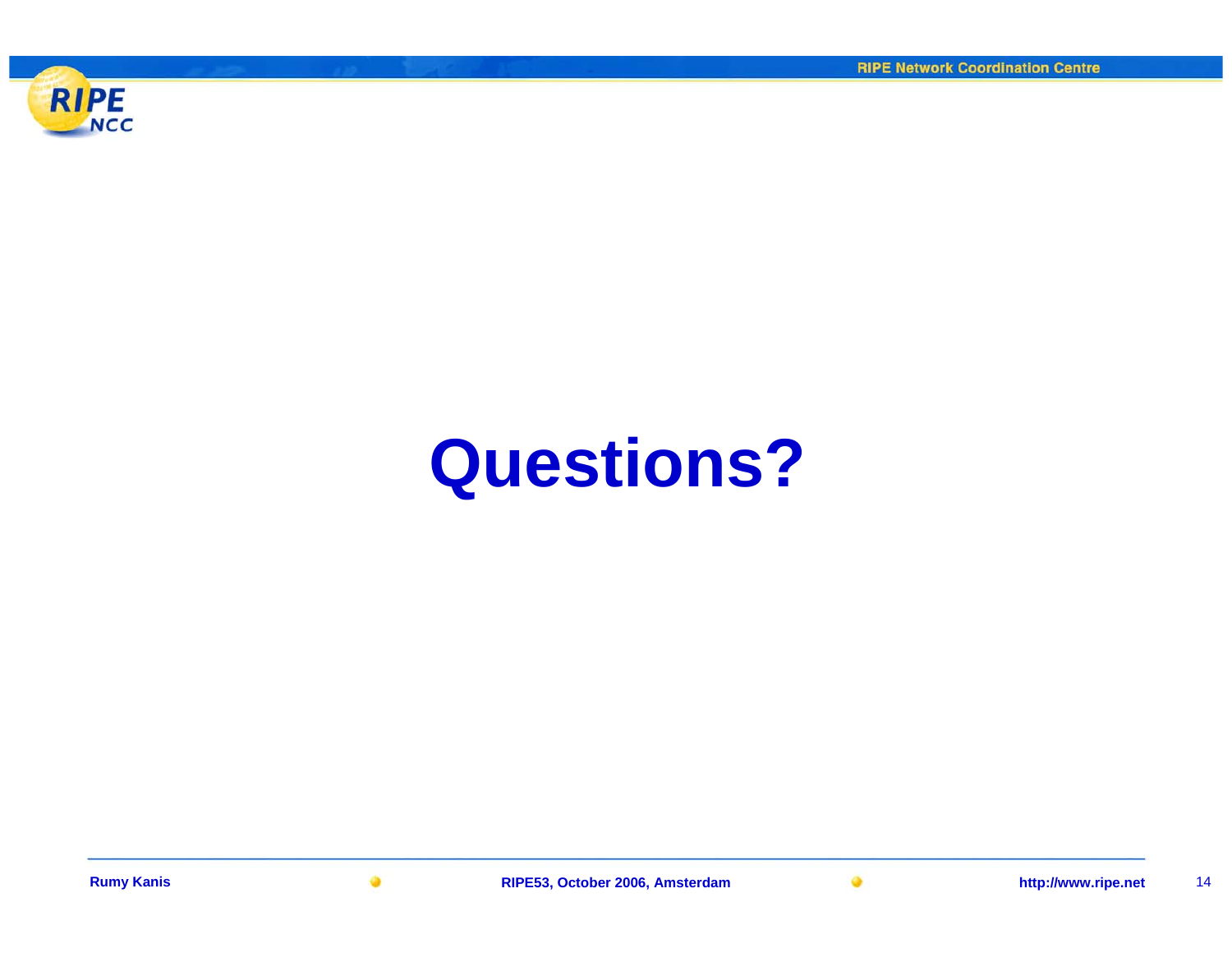# Questions?